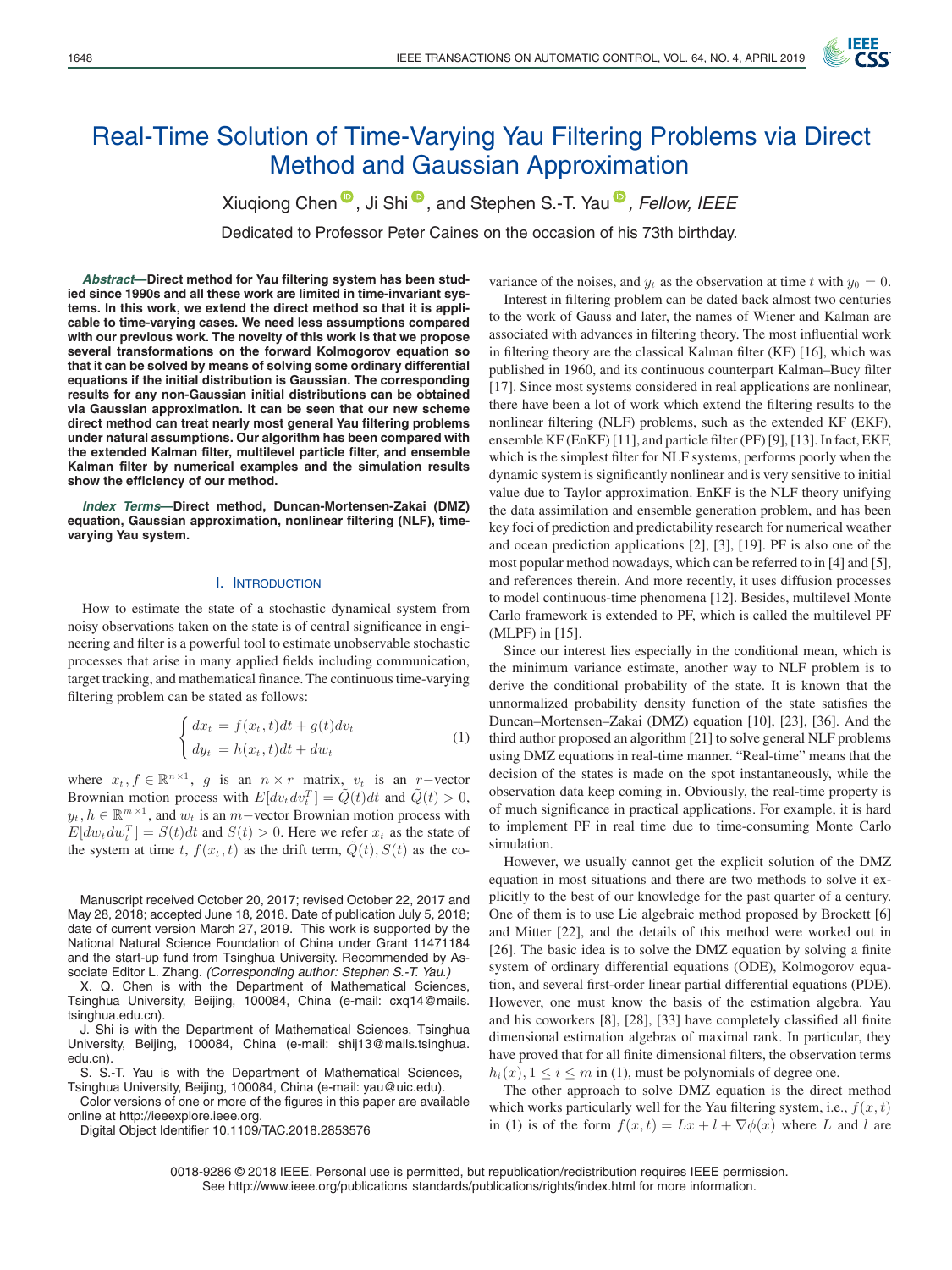# Real-Time Solution of Time-Varying Yau Filtering Problems via Direct Method and Gaussian Approximation

Xiuqiong Chen, Ji Shi, and Stephen S.-T. Yau, *Fellow, IEEE*

Dedicated to Professor Peter Caines on the occasion of his 73th birthday.

***Abstract*—Direct method for Yau filtering system has been studied since 1990s and all these work are limited in time-invariant systems. In this work, we extend the direct method so that it is applicable to time-varying cases. We need less assumptions compared with our previous work. The novelty of this work is that we propose several transformations on the forward Kolmogorov equation so that it can be solved by means of solving some ordinary differential equations if the initial distribution is Gaussian. The corresponding results for any non-Gaussian initial distributions can be obtained via Gaussian approximation. It can be seen that our new scheme direct method can treat nearly most general Yau filtering problems under natural assumptions. Our algorithm has been compared with the extended Kalman filter, multilevel particle filter, and ensemble Kalman filter by numerical examples and the simulation results show the efficiency of our method.**

***Index Terms*—Direct method, Duncan-Mortensen-Zakai (DMZ) equation, Gaussian approximation, nonlinear filtering (NLF), time-varying Yau system.**

## I. Introduction

How to estimate the state of a stochastic dynamical system from noisy observations taken on the state is of central significance in engineering and filter is a powerful tool to estimate unobservable stochastic processes that arise in many applied fields including communication, target tracking, and mathematical finance. The continuous time-varying filtering problem can be stated as follows:

$$\begin{cases} dx_t = f(x_t, t)dt + g(t)dv_t \\ dy_t = h(x_t, t)dt + dw_t \end{cases} \tag{1}$$

where $x_t, f \in \mathbb{R}^{n\times 1}$, $g$ is an $n \times r$ matrix, $v_t$ is an $r-$vector Brownian motion process with $E[dv_t dv_t^T] = \tilde{Q}(t)dt$ and $\tilde{Q}(t) > 0$, $y_t, h \in \mathbb{R}^{m\times 1}$, and $w_t$ is an $m-$vector Brownian motion process with $E[dw_t dw_t^T] = S(t)dt$ and $S(t) > 0$. Here we refer $x_t$ as the state of the system at time $t$, $f(x_t, t)$ as the drift term, $\tilde{Q}(t), S(t)$ as the covariance of the noises, and $y_t$ as the observation at time $t$ with $y_0 = 0$.

Interest in filtering problem can be dated back almost two centuries to the work of Gauss and later, the names of Wiener and Kalman are associated with advances in filtering theory. The most influential work in filtering theory are the classical Kalman filter (KF) [16], which was published in 1960, and its continuous counterpart Kalman–Bucy filter [17]. Since most systems considered in real applications are nonlinear, there have been a lot of work which extend the filtering results to the nonlinear filtering (NLF) problems, such as the extended KF (EKF), ensemble KF (EnKF) [11], and particle filter (PF) [9], [13]. In fact, EKF, which is the simplest filter for NLF systems, performs poorly when the dynamic system is significantly nonlinear and is very sensitive to initial value due to Taylor approximation. EnKF is the NLF theory unifying the data assimilation and ensemble generation problem, and has been key foci of prediction and predictability research for numerical weather and ocean prediction applications [2], [3], [19]. PF is also one of the most popular method nowadays, which can be referred to in [4] and [5], and references therein. And more recently, it uses diffusion processes to model continuous-time phenomena [12]. Besides, multilevel Monte Carlo framework is extended to PF, which is called the multilevel PF (MLPF) in [15].

Since our interest lies especially in the conditional mean, which is the minimum variance estimate, another way to NLF problem is to derive the conditional probability of the state. It is known that the unnormalized probability density function of the state satisfies the Duncan–Mortensen–Zakai (DMZ) equation [10], [23], [36]. And the third author proposed an algorithm [21] to solve general NLF problems using DMZ equations in real-time manner. "Real-time" means that the decision of the states is made on the spot instantaneously, while the observation data keep coming in. Obviously, the real-time property is of much significance in practical applications. For example, it is hard to implement PF in real time due to time-consuming Monte Carlo simulation.

However, we usually cannot get the explicit solution of the DMZ equation in most situations and there are two methods to solve it explicitly to the best of our knowledge for the past quarter of a century. One of them is to use Lie algebraic method proposed by Brockett [6] and Mitter [22], and the details of this method were worked out in [26]. The basic idea is to solve the DMZ equation by solving a finite system of ordinary differential equations (ODE), Kolmogorov equation, and several first-order linear partial differential equations (PDE). However, one must know the basis of the estimation algebra. Yau and his coworkers [8], [28], [33] have completely classified all finite dimensional estimation algebras of maximal rank. In particular, they have proved that for all finite dimensional filters, the observation terms $h_i(x), 1 \le i \le m$ in (1), must be polynomials of degree one.

The other approach to solve DMZ equation is the direct method which works particularly well for the Yau filtering system, i.e., $f(x, t)$ in (1) is of the form $f(x, t) = Lx + l + \nabla\phi(x)$ where $L$ and $l$ are

Manuscript received October 20, 2017; revised October 22, 2017 and May 28, 2018; accepted June 18, 2018. Date of publication July 5, 2018; date of current version March 27, 2019. This work is supported by the National Natural Science Foundation of China under Grant 11471184 and the start-up fund from Tsinghua University. Recommended by Associate Editor L. Zhang. *(Corresponding author: Stephen S.-T. Yau.)*

X. Q. Chen is with the Department of Mathematical Sciences, Tsinghua University, Beijing, 100084, China (e-mail: cxq14@mails.tsinghua.edu.cn).

J. Shi is with the Department of Mathematical Sciences, Tsinghua University, Beijing, 100084, China (e-mail: shij13@mails.tsinghua.edu.cn).

S. S.-T. Yau is with the Department of Mathematical Sciences, Tsinghua University, Beijing, 100084, China (e-mail: yau@uic.edu).

Color versions of one or more of the figures in this paper are available online at http://ieeexplore.ieee.org.

Digital Object Identifier 10.1109/TAC.2018.2853576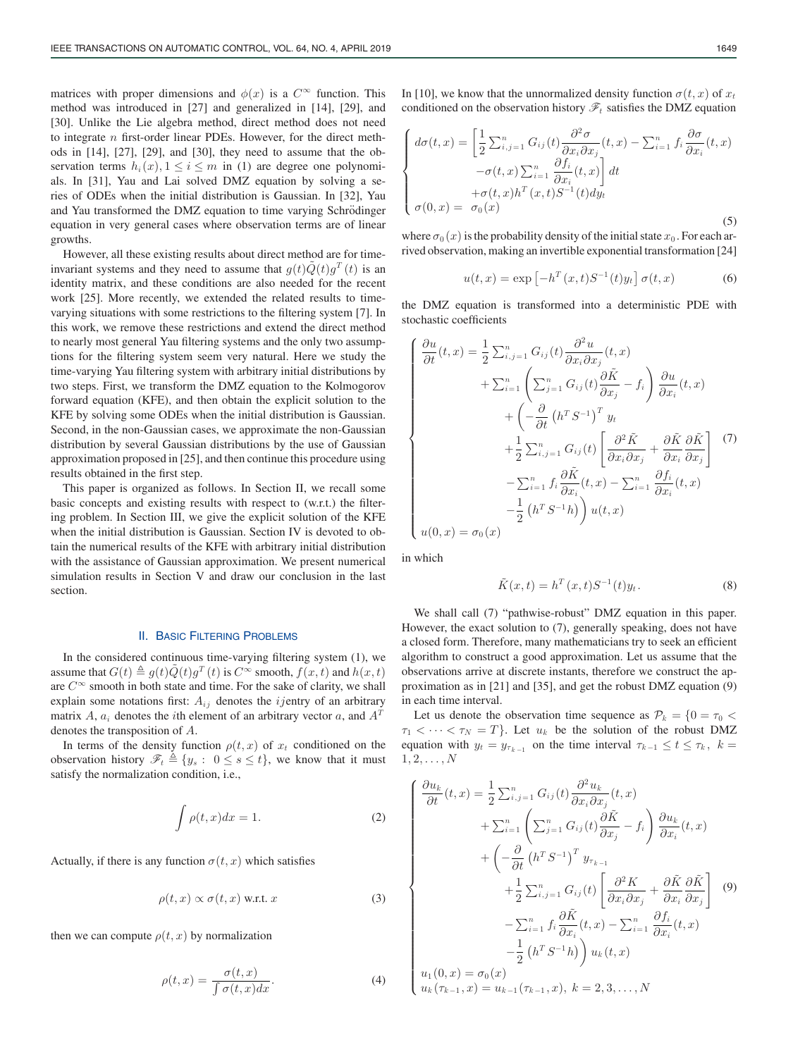matrices with proper dimensions and $\phi(x)$ is a $C^\infty$ function. This method was introduced in [27] and generalized in [14], [29], and [30]. Unlike the Lie algebra method, direct method does not need to integrate $n$ first-order linear PDEs. However, for the direct methods in [14], [27], [29], and [30], they need to assume that the observation terms $h_i(x), 1 \le i \le m$ in (1) are degree one polynomials. In [31], Yau and Lai solved DMZ equation by solving a series of ODEs when the initial distribution is Gaussian. In [32], Yau and Yau transformed the DMZ equation to time varying Schrödinger equation in very general cases where observation terms are of linear growths.

However, all these existing results about direct method are for time-invariant systems and they need to assume that $g(t)\tilde{Q}(t)g^T(t)$ is an identity matrix, and these conditions are also needed for the recent work [25]. More recently, we extended the related results to time-varying situations with some restrictions to the filtering system [7]. In this work, we remove these restrictions and extend the direct method to nearly most general Yau filtering systems and the only two assumptions for the filtering system seem very natural. Here we study the time-varying Yau filtering system with arbitrary initial distributions by two steps. First, we transform the DMZ equation to the Kolmogorov forward equation (KFE), and then obtain the explicit solution to the KFE by solving some ODEs when the initial distribution is Gaussian. Second, in the non-Gaussian cases, we approximate the non-Gaussian distribution by several Gaussian distributions by the use of Gaussian approximation proposed in [25], and then continue this procedure using results obtained in the first step.

This paper is organized as follows. In Section II, we recall some basic concepts and existing results with respect to (w.r.t.) the filtering problem. In Section III, we give the explicit solution of the KFE when the initial distribution is Gaussian. Section IV is devoted to obtain the numerical results of the KFE with arbitrary initial distribution with the assistance of Gaussian approximation. We present numerical simulation results in Section V and draw our conclusion in the last section.

## II. Basic Filtering Problems

In the considered continuous time-varying filtering system (1), we assume that $G(t) \triangleq g(t)\tilde{Q}(t)g^T(t)$ is $C^\infty$ smooth, $f(x,t)$ and $h(x,t)$ are $C^\infty$ smooth in both state and time. For the sake of clarity, we shall explain some notations first: $A_{ij}$ denotes the $ij$entry of an arbitrary matrix $A$, $a_i$ denotes the $i$th element of an arbitrary vector $a$, and $A^T$ denotes the transposition of $A$.

In terms of the density function $\rho(t,x)$ of $x_t$ conditioned on the observation history $\mathscr{F}_t \triangleq \{y_s : 0 \le s \le t\}$, we know that it must satisfy the normalization condition, i.e.,

$$\int \rho(t,x)dx = 1. \tag{2}$$

Actually, if there is any function $\sigma(t,x)$ which satisfies

$$\rho(t,x) \propto \sigma(t,x) \text{ w.r.t. } x \tag{3}$$

then we can compute $\rho(t,x)$ by normalization

$$\rho(t,x) = \frac{\sigma(t,x)}{\int \sigma(t,x)dx}. \tag{4}$$

In [10], we know that the unnormalized density function $\sigma(t,x)$ of $x_t$ conditioned on the observation history $\mathscr{F}_t$ satisfies the DMZ equation

$$\begin{cases} d\sigma(t,x) = \Big[\frac{1}{2}\sum_{i,j=1}^n G_{ij}(t)\frac{\partial^2 \sigma}{\partial x_i \partial x_j}(t,x) - \sum_{i=1}^n f_i \frac{\partial \sigma}{\partial x_i}(t,x) \\ \qquad -\sigma(t,x)\sum_{i=1}^n \frac{\partial f_i}{\partial x_i}(t,x)\Big] dt \\ \qquad +\sigma(t,x)h^T(x,t)S^{-1}(t)dy_t \\ \sigma(0,x) = \sigma_0(x) \end{cases} \tag{5}$$

where $\sigma_0(x)$ is the probability density of the initial state $x_0$. For each arrived observation, making an invertible exponential transformation [24]

$$u(t,x) = \exp\left[-h^T(x,t)S^{-1}(t)y_t\right]\sigma(t,x) \tag{6}$$

the DMZ equation is transformed into a deterministic PDE with stochastic coefficients

$$\begin{cases} \frac{\partial u}{\partial t}(t,x) = \frac{1}{2}\sum_{i,j=1}^n G_{ij}(t)\frac{\partial^2 u}{\partial x_i \partial x_j}(t,x) \\ \qquad + \sum_{i=1}^n \left(\sum_{j=1}^n G_{ij}(t)\frac{\partial \tilde{K}}{\partial x_j} - f_i\right)\frac{\partial u}{\partial x_i}(t,x) \\ \qquad + \Big(-\frac{\partial}{\partial t}\left(h^T S^{-1}\right)^T y_t \\ \qquad + \frac{1}{2}\sum_{i,j=1}^n G_{ij}(t)\left[\frac{\partial^2 \tilde{K}}{\partial x_i \partial x_j} + \frac{\partial \tilde{K}}{\partial x_i}\frac{\partial \tilde{K}}{\partial x_j}\right] \\ \qquad - \sum_{i=1}^n f_i \frac{\partial \tilde{K}}{\partial x_i}(t,x) - \sum_{i=1}^n \frac{\partial f_i}{\partial x_i}(t,x) \\ \qquad - \frac{1}{2}\left(h^T S^{-1} h\right)\Big) u(t,x) \\ u(0,x) = \sigma_0(x) \end{cases} \tag{7}$$

in which

$$\tilde{K}(x,t) = h^T(x,t)S^{-1}(t)y_t. \tag{8}$$

We shall call (7) "pathwise-robust" DMZ equation in this paper. However, the exact solution to (7), generally speaking, does not have a closed form. Therefore, many mathematicians try to seek an efficient algorithm to construct a good approximation. Let us assume that the observations arrive at discrete instants, therefore we construct the approximation as in [21] and [35], and get the robust DMZ equation (9) in each time interval.

Let us denote the observation time sequence as $\mathcal{P}_k = \{0 = \tau_0 < \tau_1 < \cdots < \tau_N = T\}$. Let $u_k$ be the solution of the robust DMZ equation with $y_t = y_{\tau_{k-1}}$ on the time interval $\tau_{k-1} \le t \le \tau_k$, $k = 1, 2, \ldots, N$

$$\begin{cases} \frac{\partial u_k}{\partial t}(t,x) = \frac{1}{2}\sum_{i,j=1}^n G_{ij}(t)\frac{\partial^2 u_k}{\partial x_i \partial x_j}(t,x) \\ \qquad + \sum_{i=1}^n \left(\sum_{j=1}^n G_{ij}(t)\frac{\partial \tilde{K}}{\partial x_j} - f_i\right)\frac{\partial u_k}{\partial x_i}(t,x) \\ \qquad + \Big(-\frac{\partial}{\partial t}\left(h^T S^{-1}\right)^T y_{\tau_{k-1}} \\ \qquad + \frac{1}{2}\sum_{i,j=1}^n G_{ij}(t)\left[\frac{\partial^2 K}{\partial x_i \partial x_j} + \frac{\partial \tilde{K}}{\partial x_i}\frac{\partial \tilde{K}}{\partial x_j}\right] \\ \qquad - \sum_{i=1}^n f_i \frac{\partial \tilde{K}}{\partial x_i}(t,x) - \sum_{i=1}^n \frac{\partial f_i}{\partial x_i}(t,x) \\ \qquad - \frac{1}{2}\left(h^T S^{-1} h\right)\Big) u_k(t,x) \\ u_1(0,x) = \sigma_0(x) \\ u_k(\tau_{k-1},x) = u_{k-1}(\tau_{k-1},x),\ k = 2, 3, \ldots, N \end{cases} \tag{9}$$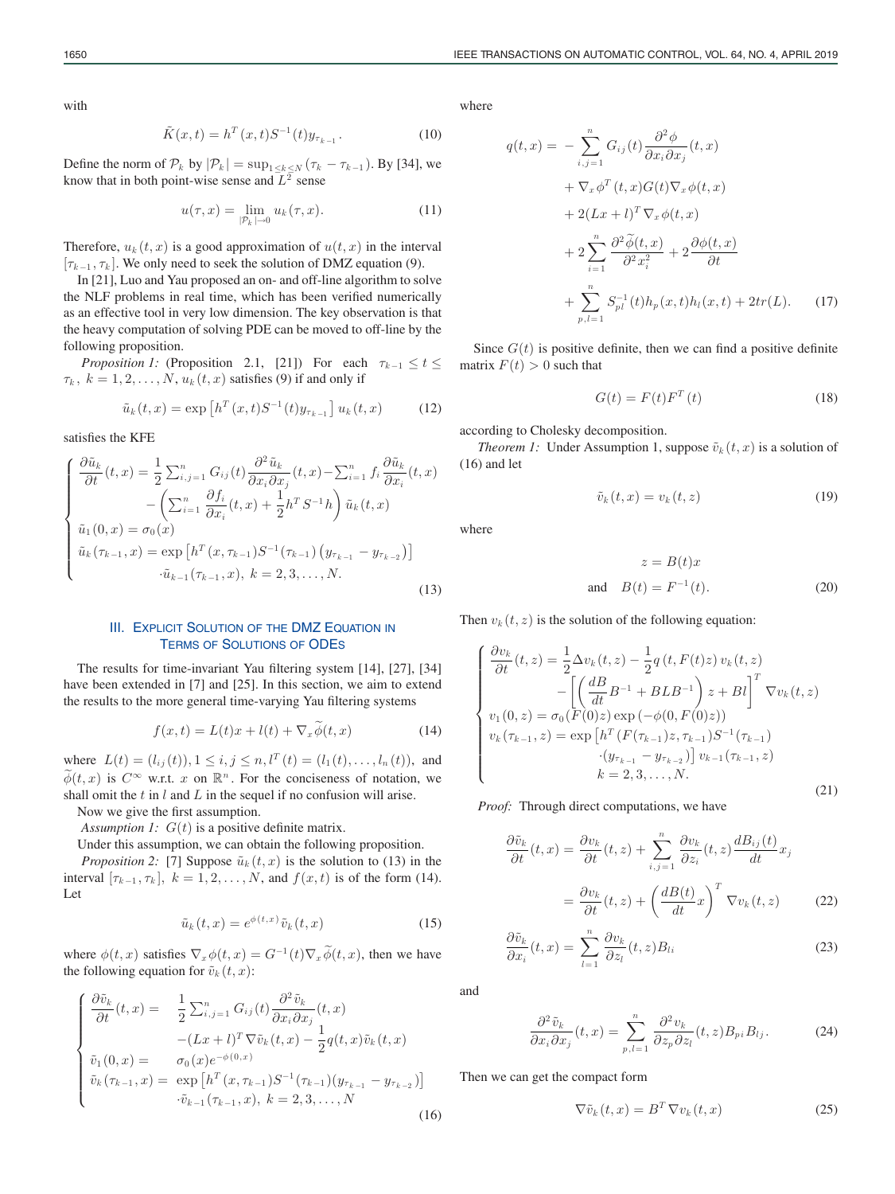with

$$\tilde{K}(x,t) = h^T(x,t)S^{-1}(t)y_{\tau_{k-1}}. \tag{10}$$

Define the norm of $\mathcal{P}_k$ by $|\mathcal{P}_k| = \sup_{1\le k\le N}(\tau_k - \tau_{k-1})$. By [34], we know that in both point-wise sense and $L^2$ sense

$$u(\tau,x) = \lim_{|\mathcal{P}_k|\to 0} u_k(\tau,x). \tag{11}$$

Therefore, $u_k(t,x)$ is a good approximation of $u(t,x)$ in the interval $[\tau_{k-1},\tau_k]$. We only need to seek the solution of DMZ equation (9).

In [21], Luo and Yau proposed an on- and off-line algorithm to solve the NLF problems in real time, which has been verified numerically as an effective tool in very low dimension. The key observation is that the heavy computation of solving PDE can be moved to off-line by the following proposition.

*Proposition 1:* (Proposition 2.1, [21]) For each $\tau_{k-1}\le t\le \tau_k$, $k=1,2,\ldots,N$, $u_k(t,x)$ satisfies (9) if and only if

$$\tilde{u}_k(t,x) = \exp\left[h^T(x,t)S^{-1}(t)y_{\tau_{k-1}}\right]u_k(t,x) \tag{12}$$

satisfies the KFE

$$\begin{cases} \dfrac{\partial \tilde{u}_k}{\partial t}(t,x) = \dfrac{1}{2}\sum_{i,j=1}^n G_{ij}(t)\dfrac{\partial^2 \tilde{u}_k}{\partial x_i\partial x_j}(t,x) - \sum_{i=1}^n f_i\dfrac{\partial \tilde{u}_k}{\partial x_i}(t,x) \\ \qquad -\left(\sum_{i=1}^n \dfrac{\partial f_i}{\partial x_i}(t,x) + \dfrac{1}{2}h^T S^{-1}h\right)\tilde{u}_k(t,x) \\ \tilde{u}_1(0,x) = \sigma_0(x) \\ \tilde{u}_k(\tau_{k-1},x) = \exp\left[h^T(x,\tau_{k-1})S^{-1}(\tau_{k-1})\left(y_{\tau_{k-1}} - y_{\tau_{k-2}}\right)\right] \\ \qquad \cdot\tilde{u}_{k-1}(\tau_{k-1},x),\ k=2,3,\ldots,N. \end{cases} \tag{13}$$

## III. Explicit Solution of the DMZ Equation in Terms of Solutions of ODEs

The results for time-invariant Yau filtering system [14], [27], [34] have been extended in [7] and [25]. In this section, we aim to extend the results to the more general time-varying Yau filtering systems

$$f(x,t) = L(t)x + l(t) + \nabla_x\widetilde{\phi}(t,x) \tag{14}$$

where $L(t) = (l_{ij}(t)), 1\le i,j\le n, l^T(t) = (l_1(t),\ldots,l_n(t))$, and $\widetilde{\phi}(t,x)$ is $C^\infty$ w.r.t. $x$ on $\mathbb{R}^n$. For the conciseness of notation, we shall omit the $t$ in $l$ and $L$ in the sequel if no confusion will arise.

Now we give the first assumption.

*Assumption 1:* $G(t)$ is a positive definite matrix.

Under this assumption, we can obtain the following proposition.

*Proposition 2:* [7] Suppose $\tilde{u}_k(t,x)$ is the solution to (13) in the interval $[\tau_{k-1},\tau_k]$, $k=1,2,\ldots,N$, and $f(x,t)$ is of the form (14). Let

$$\tilde{u}_k(t,x) = e^{\phi(t,x)}\tilde{v}_k(t,x) \tag{15}$$

where $\phi(t,x)$ satisfies $\nabla_x\phi(t,x) = G^{-1}(t)\nabla_x\widetilde{\phi}(t,x)$, then we have the following equation for $\tilde{v}_k(t,x)$:

$$\begin{cases} \dfrac{\partial \tilde{v}_k}{\partial t}(t,x) = \dfrac{1}{2}\sum_{i,j=1}^n G_{ij}(t)\dfrac{\partial^2 \tilde{v}_k}{\partial x_i\partial x_j}(t,x) \\ \qquad -(Lx+l)^T\nabla\tilde{v}_k(t,x) - \dfrac{1}{2}q(t,x)\tilde{v}_k(t,x) \\ \tilde{v}_1(0,x) = \sigma_0(x)e^{-\phi(0,x)} \\ \tilde{v}_k(\tau_{k-1},x) = \exp\left[h^T(x,\tau_{k-1})S^{-1}(\tau_{k-1})(y_{\tau_{k-1}} - y_{\tau_{k-2}})\right] \\ \qquad \cdot\tilde{v}_{k-1}(\tau_{k-1},x),\ k=2,3,\ldots,N \end{cases} \tag{16}$$

where

$$\begin{aligned} q(t,x) = &-\sum_{i,j=1}^n G_{ij}(t)\frac{\partial^2\phi}{\partial x_i\partial x_j}(t,x) \\ &+ \nabla_x\phi^T(t,x)G(t)\nabla_x\phi(t,x) \\ &+ 2(Lx+l)^T\nabla_x\phi(t,x) \\ &+ 2\sum_{i=1}^n\frac{\partial^2\widetilde{\phi}(t,x)}{\partial^2 x_i^2} + 2\frac{\partial\phi(t,x)}{\partial t} \\ &+ \sum_{p,l=1}^n S_{pl}^{-1}(t)h_p(x,t)h_l(x,t) + 2tr(L). \end{aligned} \tag{17}$$

Since $G(t)$ is positive definite, then we can find a positive definite matrix $F(t) > 0$ such that

$$G(t) = F(t)F^T(t) \tag{18}$$

according to Cholesky decomposition.

*Theorem 1:* Under Assumption 1, suppose $\tilde{v}_k(t,x)$ is a solution of (16) and let

$$\tilde{v}_k(t,x) = v_k(t,z) \tag{19}$$

where

$$\begin{aligned} z &= B(t)x \\ \text{and}\quad B(t) &= F^{-1}(t). \end{aligned} \tag{20}$$

Then $v_k(t,z)$ is the solution of the following equation:

$$\begin{cases} \dfrac{\partial v_k}{\partial t}(t,z) = \dfrac{1}{2}\Delta v_k(t,z) - \dfrac{1}{2}q\left(t,F(t)z\right)v_k(t,z) \\ \qquad -\left[\left(\dfrac{dB}{dt}B^{-1} + BLB^{-1}\right)z + Bl\right]^T\nabla v_k(t,z) \\ v_1(0,z) = \sigma_0(F(0)z)\exp\left(-\phi(0,F(0)z)\right) \\ v_k(\tau_{k-1},z) = \exp\left[h^T(F(\tau_{k-1})z,\tau_{k-1})S^{-1}(\tau_{k-1})\right. \\ \qquad \left.\cdot(y_{\tau_{k-1}} - y_{\tau_{k-2}})\right]v_{k-1}(\tau_{k-1},z) \\ \qquad k=2,3,\ldots,N. \end{cases} \tag{21}$$

*Proof:* Through direct computations, we have

$$\begin{aligned} \frac{\partial\tilde{v}_k}{\partial t}(t,x) &= \frac{\partial v_k}{\partial t}(t,z) + \sum_{i,j=1}^n\frac{\partial v_k}{\partial z_i}(t,z)\frac{dB_{ij}(t)}{dt}x_j \\ &= \frac{\partial v_k}{\partial t}(t,z) + \left(\frac{dB(t)}{dt}x\right)^T\nabla v_k(t,z) \end{aligned} \tag{22}$$

$$\frac{\partial\tilde{v}_k}{\partial x_i}(t,x) = \sum_{l=1}^n\frac{\partial v_k}{\partial z_l}(t,z)B_{li} \tag{23}$$

and

$$\frac{\partial^2\tilde{v}_k}{\partial x_i\partial x_j}(t,x) = \sum_{p,l=1}^n\frac{\partial^2 v_k}{\partial z_p\partial z_l}(t,z)B_{pi}B_{lj}. \tag{24}$$

Then we can get the compact form

$$\nabla\tilde{v}_k(t,x) = B^T\nabla v_k(t,x) \tag{25}$$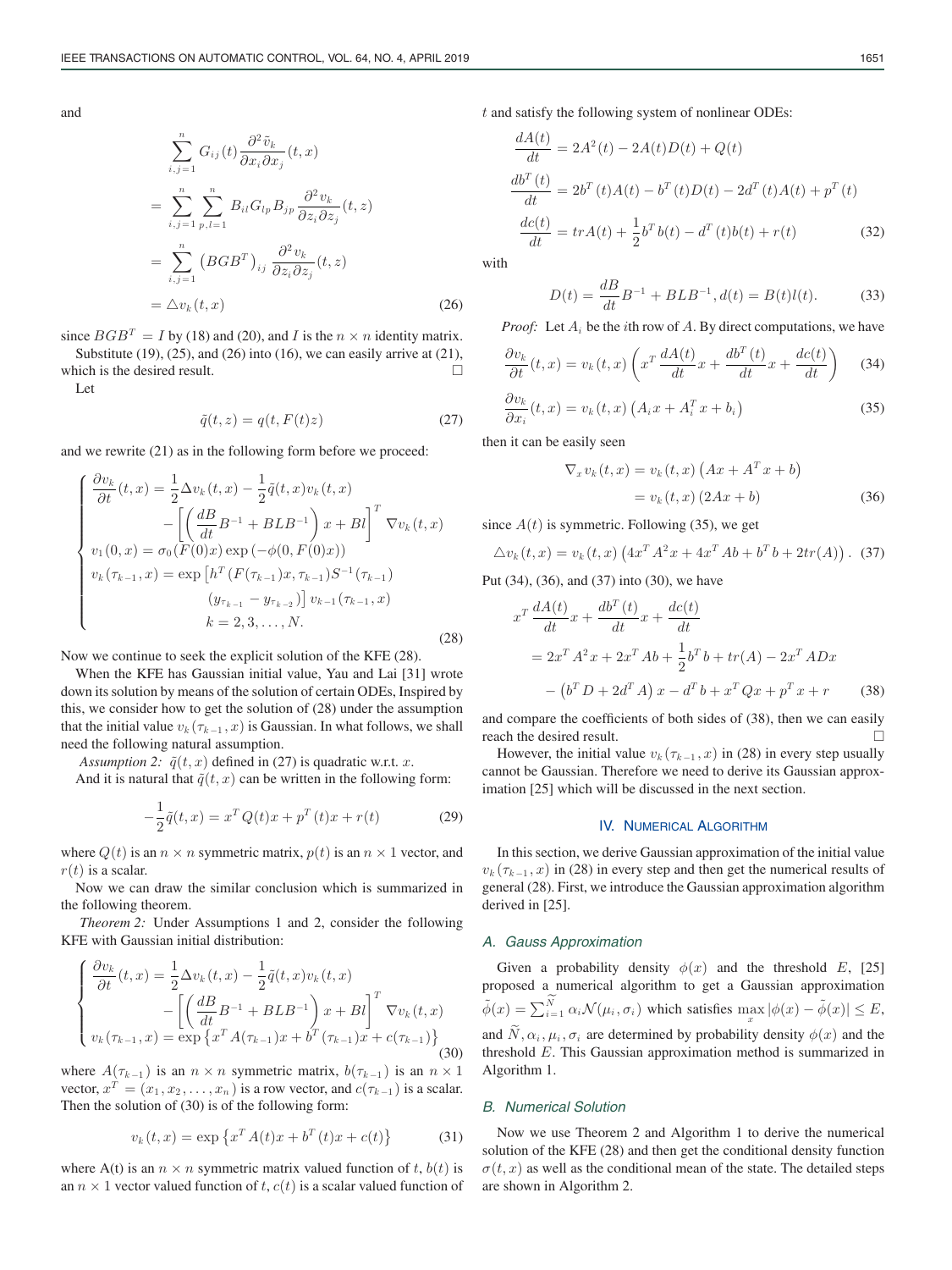and

$$
\begin{aligned}
&\sum_{i,j=1}^{n} G_{ij}(t)\frac{\partial^2 \tilde{v}_k}{\partial x_i \partial x_j}(t,x) \\
&= \sum_{i,j=1}^{n}\sum_{p,l=1}^{n} B_{il}G_{lp}B_{jp}\frac{\partial^2 v_k}{\partial z_i \partial z_j}(t,z) \\
&= \sum_{i,j=1}^{n}\left(BGB^T\right)_{ij}\frac{\partial^2 v_k}{\partial z_i \partial z_j}(t,z) \\
&= \triangle v_k(t,x) \qquad (26)
\end{aligned}
$$

since $BGB^T = I$ by (18) and (20), and $I$ is the $n \times n$ identity matrix.

Substitute (19), (25), and (26) into (16), we can easily arrive at (21), which is the desired result. □

Let

$$
\tilde{q}(t,z) = q(t, F(t)z) \qquad (27)
$$

and we rewrite (21) as in the following form before we proceed:

$$
\begin{cases}
\dfrac{\partial v_k}{\partial t}(t,x) = \dfrac{1}{2}\Delta v_k(t,x) - \dfrac{1}{2}\tilde{q}(t,x)v_k(t,x) \\
\qquad - \left[\left(\dfrac{dB}{dt}B^{-1} + BLB^{-1}\right)x + Bl\right]^T \nabla v_k(t,x) \\
v_1(0,x) = \sigma_0(F(0)x)\exp\left(-\phi(0,F(0)x)\right) \\
v_k(\tau_{k-1},x) = \exp\left[h^T\left(F(\tau_{k-1})x, \tau_{k-1}\right)S^{-1}(\tau_{k-1})\right. \\
\qquad \left.(y_{\tau_{k-1}} - y_{\tau_{k-2}})\right] v_{k-1}(\tau_{k-1},x) \\
\qquad k = 2,3,\ldots,N.
\end{cases} \qquad (28)
$$

Now we continue to seek the explicit solution of the KFE (28).

When the KFE has Gaussian initial value, Yau and Lai [31] wrote down its solution by means of the solution of certain ODEs, Inspired by this, we consider how to get the solution of (28) under the assumption that the initial value $v_k(\tau_{k-1},x)$ is Gaussian. In what follows, we shall need the following natural assumption.

*Assumption 2:* $\tilde{q}(t,x)$ defined in (27) is quadratic w.r.t. $x$.

And it is natural that $\tilde{q}(t,x)$ can be written in the following form:

$$
-\frac{1}{2}\tilde{q}(t,x) = x^T Q(t)x + p^T(t)x + r(t) \qquad (29)
$$

where $Q(t)$ is an $n \times n$ symmetric matrix, $p(t)$ is an $n \times 1$ vector, and $r(t)$ is a scalar.

Now we can draw the similar conclusion which is summarized in the following theorem.

*Theorem 2:* Under Assumptions 1 and 2, consider the following KFE with Gaussian initial distribution:

$$
\begin{cases}
\dfrac{\partial v_k}{\partial t}(t,x) = \dfrac{1}{2}\Delta v_k(t,x) - \dfrac{1}{2}\tilde{q}(t,x)v_k(t,x) \\
\qquad - \left[\left(\dfrac{dB}{dt}B^{-1} + BLB^{-1}\right)x + Bl\right]^T \nabla v_k(t,x) \\
v_k(\tau_{k-1},x) = \exp\left\{x^T A(\tau_{k-1})x + b^T(\tau_{k-1})x + c(\tau_{k-1})\right\}
\end{cases} \qquad (30)
$$

where $A(\tau_{k-1})$ is an $n \times n$ symmetric matrix, $b(\tau_{k-1})$ is an $n \times 1$ vector, $x^T = (x_1, x_2, \ldots, x_n)$ is a row vector, and $c(\tau_{k-1})$ is a scalar. Then the solution of (30) is of the following form:

$$
v_k(t,x) = \exp\left\{x^T A(t)x + b^T(t)x + c(t)\right\} \qquad (31)
$$

where A(t) is an $n \times n$ symmetric matrix valued function of $t$, $b(t)$ is an $n \times 1$ vector valued function of $t$, $c(t)$ is a scalar valued function of $t$ and satisfy the following system of nonlinear ODEs:

$$
\begin{aligned}
\frac{dA(t)}{dt} &= 2A^2(t) - 2A(t)D(t) + Q(t) \\
\frac{db^T(t)}{dt} &= 2b^T(t)A(t) - b^T(t)D(t) - 2d^T(t)A(t) + p^T(t) \\
\frac{dc(t)}{dt} &= trA(t) + \frac{1}{2}b^T b(t) - d^T(t)b(t) + r(t)
\end{aligned} \qquad (32)
$$

with

$$
D(t) = \frac{dB}{dt}B^{-1} + BLB^{-1}, d(t) = B(t)l(t). \qquad (33)
$$

*Proof:* Let $A_i$ be the $i$th row of $A$. By direct computations, we have

$$
\frac{\partial v_k}{\partial t}(t,x) = v_k(t,x)\left(x^T\frac{dA(t)}{dt}x + \frac{db^T(t)}{dt}x + \frac{dc(t)}{dt}\right) \qquad (34)
$$

$$
\frac{\partial v_k}{\partial x_i}(t,x) = v_k(t,x)\left(A_i x + A_i^T x + b_i\right) \qquad (35)
$$

then it can be easily seen

$$
\begin{aligned}
\nabla_x v_k(t,x) &= v_k(t,x)\left(Ax + A^T x + b\right) \\
&= v_k(t,x)\left(2Ax + b\right)
\end{aligned} \qquad (36)
$$

since $A(t)$ is symmetric. Following (35), we get

$$
\triangle v_k(t,x) = v_k(t,x)\left(4x^T A^2 x + 4x^T Ab + b^T b + 2tr(A)\right). \qquad (37)
$$

Put (34), (36), and (37) into (30), we have

$$
\begin{aligned}
&x^T\frac{dA(t)}{dt}x + \frac{db^T(t)}{dt}x + \frac{dc(t)}{dt} \\
&= 2x^T A^2 x + 2x^T Ab + \frac{1}{2}b^T b + tr(A) - 2x^T ADx \\
&\quad - \left(b^T D + 2d^T A\right)x - d^T b + x^T Qx + p^T x + r
\end{aligned} \qquad (38)
$$

and compare the coefficients of both sides of (38), then we can easily reach the desired result. □

However, the initial value $v_k(\tau_{k-1},x)$ in (28) in every step usually cannot be Gaussian. Therefore we need to derive its Gaussian approximation [25] which will be discussed in the next section.

## IV. Numerical Algorithm

In this section, we derive Gaussian approximation of the initial value $v_k(\tau_{k-1},x)$ in (28) in every step and then get the numerical results of general (28). First, we introduce the Gaussian approximation algorithm derived in [25].

### A. Gauss Approximation

Given a probability density $\phi(x)$ and the threshold $E$, [25] proposed a numerical algorithm to get a Gaussian approximation $\tilde{\phi}(x) = \sum_{i=1}^{\widetilde{N}} \alpha_i \mathcal{N}(\mu_i, \sigma_i)$ which satisfies $\max_x |\phi(x) - \tilde{\phi}(x)| \leq E$, and $\widetilde{N}, \alpha_i, \mu_i, \sigma_i$ are determined by probability density $\phi(x)$ and the threshold $E$. This Gaussian approximation method is summarized in Algorithm 1.

### B. Numerical Solution

Now we use Theorem 2 and Algorithm 1 to derive the numerical solution of the KFE (28) and then get the conditional density function $\sigma(t,x)$ as well as the conditional mean of the state. The detailed steps are shown in Algorithm 2.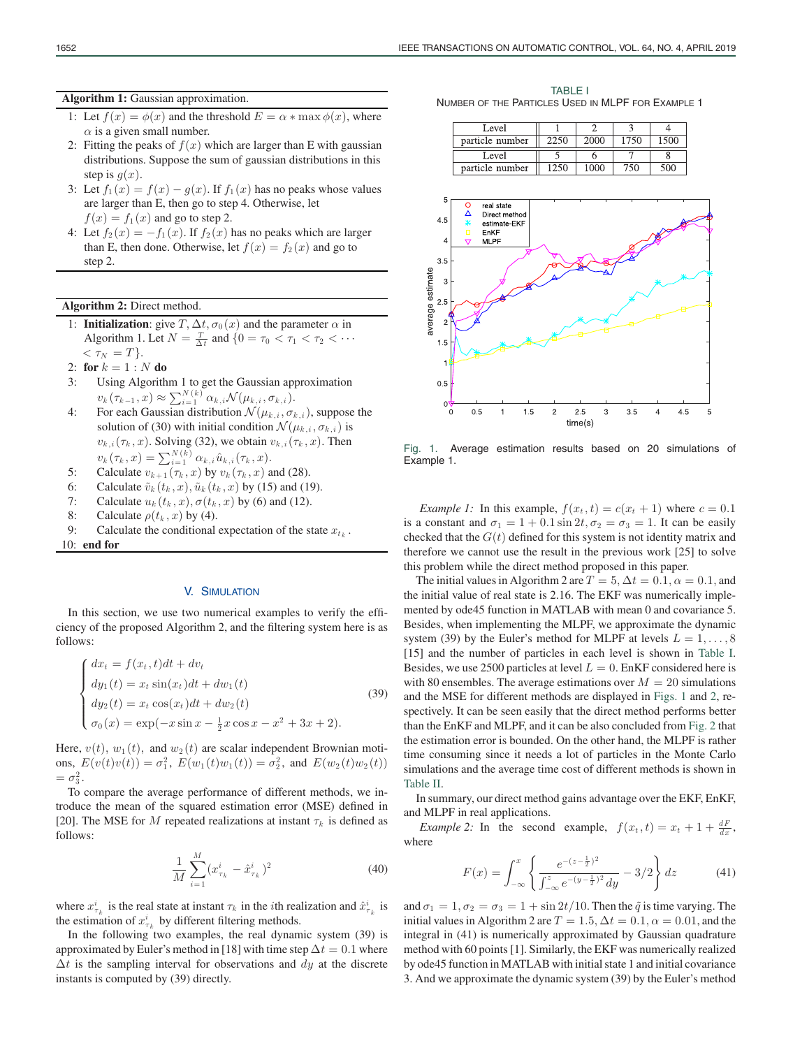**Algorithm 1:** Gaussian approximation.

1: Let $f(x) = \phi(x)$ and the threshold $E = \alpha * \max \phi(x)$, where $\alpha$ is a given small number.
2: Fitting the peaks of $f(x)$ which are larger than E with gaussian distributions. Suppose the sum of gaussian distributions in this step is $g(x)$.
3: Let $f_1(x) = f(x) - g(x)$. If $f_1(x)$ has no peaks whose values are larger than E, then go to step 4. Otherwise, let $f(x) = f_1(x)$ and go to step 2.
4: Let $f_2(x) = -f_1(x)$. If $f_2(x)$ has no peaks which are larger than E, then done. Otherwise, let $f(x) = f_2(x)$ and go to step 2.

**Algorithm 2:** Direct method.

1: **Initialization**: give $T, \Delta t, \sigma_0(x)$ and the parameter $\alpha$ in Algorithm 1. Let $N = \frac{T}{\Delta t}$ and $\{0 = \tau_0 < \tau_1 < \tau_2 < \cdots < \tau_N = T\}$.
2: **for** $k = 1 : N$ **do**
3: Using Algorithm 1 to get the Gaussian approximation $v_k(\tau_{k-1}, x) \approx \sum_{i=1}^{N(k)} \alpha_{k,i} \mathcal{N}(\mu_{k,i}, \sigma_{k,i})$.
4: For each Gaussian distribution $\mathcal{N}(\mu_{k,i}, \sigma_{k,i})$, suppose the solution of (30) with initial condition $\mathcal{N}(\mu_{k,i}, \sigma_{k,i})$ is $v_{k,i}(\tau_k, x)$. Solving (32), we obtain $v_{k,i}(\tau_k, x)$. Then $v_k(\tau_k, x) = \sum_{i=1}^{N(k)} \alpha_{k,i} \hat{u}_{k,i}(\tau_k, x)$.
5: Calculate $v_{k+1}(\tau_k, x)$ by $v_k(\tau_k, x)$ and (28).
6: Calculate $\tilde{v}_k(t_k, x), \tilde{u}_k(t_k, x)$ by (15) and (19).
7: Calculate $u_k(t_k, x), \sigma(t_k, x)$ by (6) and (12).
8: Calculate $\rho(t_k, x)$ by (4).
9: Calculate the conditional expectation of the state $x_{t_k}$.
10: **end for**

## V. Simulation

In this section, we use two numerical examples to verify the efficiency of the proposed Algorithm 2, and the filtering system here is as follows:

$$
\begin{cases}
dx_t = f(x_t, t)dt + dv_t \\
dy_1(t) = x_t \sin(x_t)dt + dw_1(t) \\
dy_2(t) = x_t \cos(x_t)dt + dw_2(t) \\
\sigma_0(x) = \exp(-x \sin x - \frac{1}{2} x \cos x - x^2 + 3x + 2).
\end{cases}
\tag{39}
$$

Here, $v(t)$, $w_1(t)$, and $w_2(t)$ are scalar independent Brownian motions, $E(v(t)v(t)) = \sigma_1^2$, $E(w_1(t)w_1(t)) = \sigma_2^2$, and $E(w_2(t)w_2(t)) = \sigma_3^2$.

To compare the average performance of different methods, we introduce the mean of the squared estimation error (MSE) defined in [20]. The MSE for $M$ repeated realizations at instant $\tau_k$ is defined as follows:

$$
\frac{1}{M} \sum_{i=1}^{M} (x_{\tau_k}^i - \hat{x}_{\tau_k}^i)^2 \tag{40}
$$

where $x_{\tau_k}^i$ is the real state at instant $\tau_k$ in the $i$th realization and $\hat{x}_{\tau_k}^i$ is the estimation of $x_{\tau_k}^i$ by different filtering methods.

In the following two examples, the real dynamic system (39) is approximated by Euler's method in [18] with time step $\Delta t = 0.1$ where $\Delta t$ is the sampling interval for observations and $dy$ at the discrete instants is computed by (39) directly.

TABLE I
Number of the Particles Used in MLPF for Example 1

| Level | 1 | 2 | 3 | 4 |
|---|---|---|---|---|
| particle number | 2250 | 2000 | 1750 | 1500 |
| Level | 5 | 6 | 7 | 8 |
| particle number | 1250 | 1000 | 750 | 500 |

Fig. 1. Average estimation results based on 20 simulations of Example 1.

*Example 1:* In this example, $f(x_t, t) = c(x_t + 1)$ where $c = 0.1$ is a constant and $\sigma_1 = 1 + 0.1 \sin 2t, \sigma_2 = \sigma_3 = 1$. It can be easily checked that the $G(t)$ defined for this system is not identity matrix and therefore we cannot use the result in the previous work [25] to solve this problem while the direct method proposed in this paper.

The initial values in Algorithm 2 are $T = 5, \Delta t = 0.1, \alpha = 0.1$, and the initial value of real state is 2.16. The EKF was numerically implemented by ode45 function in MATLAB with mean 0 and covariance 5. Besides, when implementing the MLPF, we approximate the dynamic system (39) by the Euler's method for MLPF at levels $L = 1, \ldots, 8$ [15] and the number of particles in each level is shown in Table I. Besides, we use 2500 particles at level $L = 0$. EnKF considered here is with 80 ensembles. The average estimations over $M = 20$ simulations and the MSE for different methods are displayed in Figs. 1 and 2, respectively. It can be seen easily that the direct method performs better than the EnKF and MLPF, and it can be also concluded from Fig. 2 that the estimation error is bounded. On the other hand, the MLPF is rather time consuming since it needs a lot of particles in the Monte Carlo simulations and the average time cost of different methods is shown in Table II.

In summary, our direct method gains advantage over the EKF, EnKF, and MLPF in real applications.

*Example 2:* In the second example, $f(x_t, t) = x_t + 1 + \frac{dF}{dx}$, where

$$
F(x) = \int_{-\infty}^{x} \left\{ \frac{e^{-(z-\frac{1}{2})^2}}{\int_{-\infty}^{z} e^{-(y-\frac{1}{2})^2} dy} - 3/2 \right\} dz \tag{41}
$$

and $\sigma_1 = 1, \sigma_2 = \sigma_3 = 1 + \sin 2t/10$. Then the $\tilde{q}$ is time varying. The initial values in Algorithm 2 are $T = 1.5, \Delta t = 0.1, \alpha = 0.01$, and the integral in (41) is numerically approximated by Gaussian quadrature method with 60 points [1]. Similarly, the EKF was numerically realized by ode45 function in MATLAB with initial state 1 and initial covariance 3. And we approximate the dynamic system (39) by the Euler's method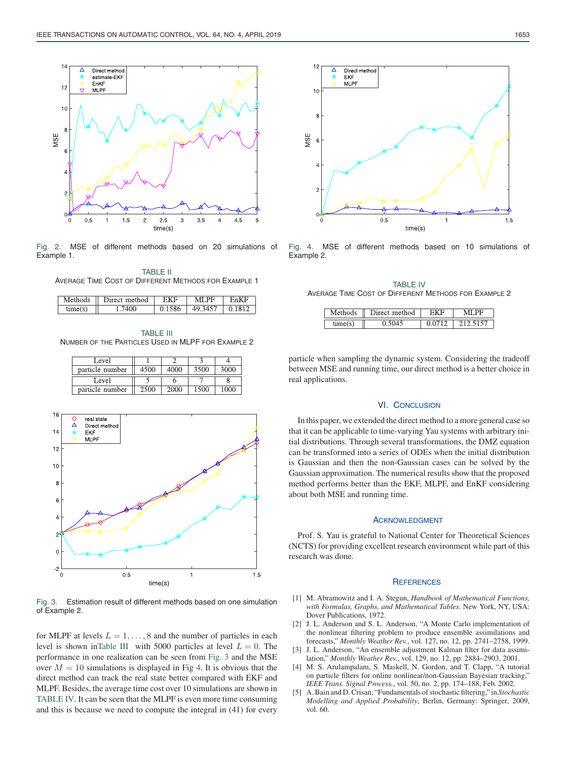Fig. 2. MSE of different methods based on 20 simulations of Example 1.

TABLE II
AVERAGE TIME COST OF DIFFERENT METHODS FOR EXAMPLE 1

| Methods | Direct method | EKF | MLPF | EnKF |
|---|---|---|---|---|
| time(s) | 1.7400 | 0.1586 | 49.3457 | 0.1812 |

TABLE III
NUMBER OF THE PARTICLES USED IN MLPF FOR EXAMPLE 2

| Level | 1 | 2 | 3 | 4 |
|---|---|---|---|---|
| particle number | 4500 | 4000 | 3500 | 3000 |
| Level | 5 | 6 | 7 | 8 |
| particle number | 2500 | 2000 | 1500 | 1000 |

Fig. 3. Estimation result of different methods based on one simulation of Example 2.

for MLPF at levels $L = 1, \ldots, 8$ and the number of particles in each level is shown in Table III with 5000 particles at level $L = 0$. The performance in one realization can be seen from Fig. 3 and the MSE over $M = 10$ simulations is displayed in Fig 4. It is obvious that the direct method can track the real state better compared with EKF and MLPF. Besides, the average time cost over 10 simulations are shown in TABLE IV. It can be seen that the MLPF is even more time consuming and this is because we need to compute the integral in (41) for every

Fig. 4. MSE of different methods based on 10 simulations of Example 2.

TABLE IV
AVERAGE TIME COST OF DIFFERENT METHODS FOR EXAMPLE 2

| Methods | Direct method | EKF | MLPF |
|---|---|---|---|
| time(s) | 0.5045 | 0.0712 | 212.5157 |

particle when sampling the dynamic system. Considering the tradeoff between MSE and running time, our direct method is a better choice in real applications.

## VI. CONCLUSION

In this paper, we extended the direct method to a more general case so that it can be applicable to time-varying Yau systems with arbitrary initial distributions. Through several transformations, the DMZ equation can be transformed into a series of ODEs when the initial distribution is Gaussian and then the non-Gaussian cases can be solved by the Gaussian approximation. The numerical results show that the proposed method performs better than the EKF, MLPF, and EnKF considering about both MSE and running time.

## ACKNOWLEDGMENT

Prof. S. Yau is grateful to National Center for Theoretical Sciences (NCTS) for providing excellent research environment while part of this research was done.

## REFERENCES

[1] M. Abramowitz and I. A. Stegun, *Handbook of Mathematical Functions, with Formulas, Graphs, and Mathematical Tables*. New York, NY, USA: Dover Publications, 1972.

[2] J. L. Anderson and S. L. Anderson, "A Monte Carlo implementation of the nonlinear filtering problem to produce ensemble assimilations and forecasts," *Monthly Weather Rev.*, vol. 127, no. 12, pp. 2741–2758, 1999.

[3] J. L. Anderson, "An ensemble adjustment Kalman filter for data assimilation," *Monthly Weather Rev.*, vol. 129, no. 12, pp. 2884–2903, 2001.

[4] M. S. Arulampalam, S. Maskell, N. Gordon, and T. Clapp, "A tutorial on particle filters for online nonlinear/non-Gaussian Bayesian tracking," *IEEE Trans. Signal Process.*, vol. 50, no. 2, pp. 174–188, Feb. 2002.

[5] A. Bain and D. Crisan, "Fundamentals of stochastic filtering," in *Stochastic Modelling and Applied Probability*, Berlin, Germany: Springer, 2009, vol. 60.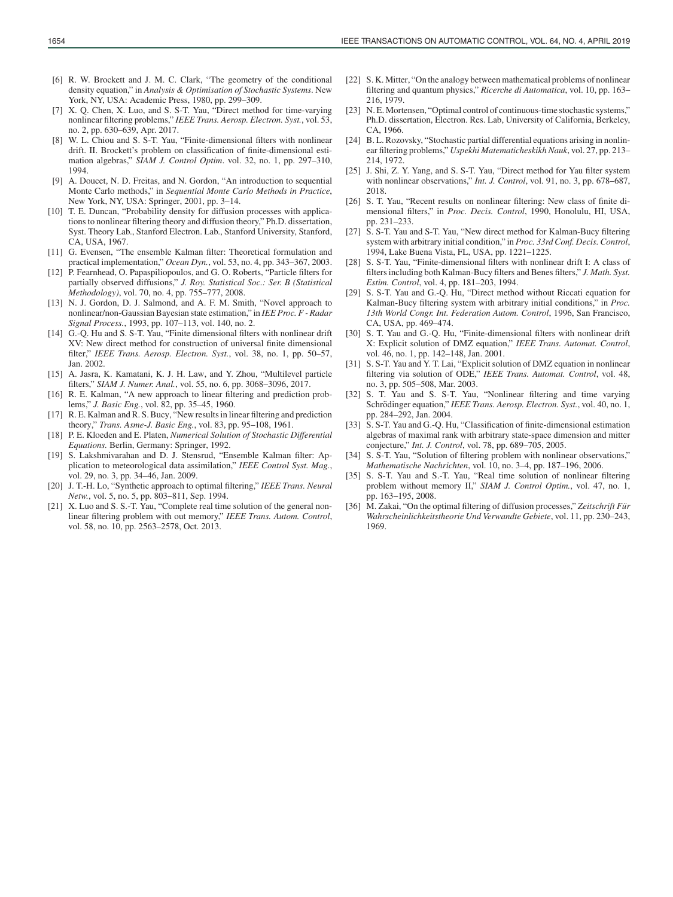[6] R. W. Brockett and J. M. C. Clark, "The geometry of the conditional density equation," in *Analysis & Optimisation of Stochastic Systems*. New York, NY, USA: Academic Press, 1980, pp. 299–309.

[7] X. Q. Chen, X. Luo, and S. S-T. Yau, "Direct method for time-varying nonlinear filtering problems," *IEEE Trans. Aerosp. Electron. Syst.*, vol. 53, no. 2, pp. 630–639, Apr. 2017.

[8] W. L. Chiou and S. S-T. Yau, "Finite-dimensional filters with nonlinear drift. II. Brockett's problem on classification of finite-dimensional estimation algebras," *SIAM J. Control Optim*. vol. 32, no. 1, pp. 297–310, 1994.

[9] A. Doucet, N. D. Freitas, and N. Gordon, "An introduction to sequential Monte Carlo methods," in *Sequential Monte Carlo Methods in Practice*, New York, NY, USA: Springer, 2001, pp. 3–14.

[10] T. E. Duncan, "Probability density for diffusion processes with applications to nonlinear filtering theory and diffusion theory," Ph.D. dissertation, Syst. Theory Lab., Stanford Electron. Lab., Stanford University, Stanford, CA, USA, 1967.

[11] G. Evensen, "The ensemble Kalman filter: Theoretical formulation and practical implementation," *Ocean Dyn.*, vol. 53, no. 4, pp. 343–367, 2003.

[12] P. Fearnhead, O. Papaspiliopoulos, and G. O. Roberts, "Particle filters for partially observed diffusions," *J. Roy. Statistical Soc.: Ser. B (Statistical Methodology)*, vol. 70, no. 4, pp. 755–777, 2008.

[13] N. J. Gordon, D. J. Salmond, and A. F. M. Smith, "Novel approach to nonlinear/non-Gaussian Bayesian state estimation," in *IEE Proc. F - Radar Signal Process.*, 1993, pp. 107–113, vol. 140, no. 2.

[14] G.-Q. Hu and S. S-T. Yau, "Finite dimensional filters with nonlinear drift XV: New direct method for construction of universal finite dimensional filter," *IEEE Trans. Aerosp. Electron. Syst.*, vol. 38, no. 1, pp. 50–57, Jan. 2002.

[15] A. Jasra, K. Kamatani, K. J. H. Law, and Y. Zhou, "Multilevel particle filters," *SIAM J. Numer. Anal.*, vol. 55, no. 6, pp. 3068–3096, 2017.

[16] R. E. Kalman, "A new approach to linear filtering and prediction problems," *J. Basic Eng.*, vol. 82, pp. 35–45, 1960.

[17] R. E. Kalman and R. S. Bucy, "New results in linear filtering and prediction theory," *Trans. Asme-J. Basic Eng.*, vol. 83, pp. 95–108, 1961.

[18] P. E. Kloeden and E. Platen, *Numerical Solution of Stochastic Differential Equations.* Berlin, Germany: Springer, 1992.

[19] S. Lakshmivarahan and D. J. Stensrud, "Ensemble Kalman filter: Application to meteorological data assimilation," *IEEE Control Syst. Mag.*, vol. 29, no. 3, pp. 34–46, Jan. 2009.

[20] J. T.-H. Lo, "Synthetic approach to optimal filtering," *IEEE Trans. Neural Netw.*, vol. 5, no. 5, pp. 803–811, Sep. 1994.

[21] X. Luo and S. S.-T. Yau, "Complete real time solution of the general nonlinear filtering problem with out memory," *IEEE Trans. Autom. Control*, vol. 58, no. 10, pp. 2563–2578, Oct. 2013.

[22] S. K. Mitter, "On the analogy between mathematical problems of nonlinear filtering and quantum physics," *Ricerche di Automatica*, vol. 10, pp. 163–216, 1979.

[23] N. E. Mortensen, "Optimal control of continuous-time stochastic systems," Ph.D. dissertation, Electron. Res. Lab, University of California, Berkeley, CA, 1966.

[24] B. L. Rozovsky, "Stochastic partial differential equations arising in nonlinear filtering problems," *Uspekhi Matematicheskikh Nauk*, vol. 27, pp. 213–214, 1972.

[25] J. Shi, Z. Y. Yang, and S. S-T. Yau, "Direct method for Yau filter system with nonlinear observations," *Int. J. Control*, vol. 91, no. 3, pp. 678–687, 2018.

[26] S. T. Yau, "Recent results on nonlinear filtering: New class of finite dimensional filters," in *Proc. Decis. Control*, 1990, Honolulu, HI, USA, pp. 231–233.

[27] S. S-T. Yau and S-T. Yau, "New direct method for Kalman-Bucy filtering system with arbitrary initial condition," in *Proc. 33rd Conf. Decis. Control*, 1994, Lake Buena Vista, FL, USA, pp. 1221–1225.

[28] S. S-T. Yau, "Finite-dimensional filters with nonlinear drift I: A class of filters including both Kalman-Bucy filters and Benes filters," *J. Math. Syst. Estim. Control*, vol. 4, pp. 181–203, 1994.

[29] S. S-T. Yau and G.-Q. Hu, "Direct method without Riccati equation for Kalman-Bucy filtering system with arbitrary initial conditions," in *Proc. 13th World Congr. Int. Federation Autom. Control*, 1996, San Francisco, CA, USA, pp. 469–474.

[30] S. T. Yau and G.-Q. Hu, "Finite-dimensional filters with nonlinear drift X: Explicit solution of DMZ equation," *IEEE Trans. Automat. Control*, vol. 46, no. 1, pp. 142–148, Jan. 2001.

[31] S. S-T. Yau and Y. T. Lai, "Explicit solution of DMZ equation in nonlinear filtering via solution of ODE," *IEEE Trans. Automat. Control*, vol. 48, no. 3, pp. 505–508, Mar. 2003.

[32] S. T. Yau and S. S-T. Yau, "Nonlinear filtering and time varying Schrödinger equation," *IEEE Trans. Aerosp. Electron. Syst.*, vol. 40, no. 1, pp. 284–292, Jan. 2004.

[33] S. S-T. Yau and G.-Q. Hu, "Classification of finite-dimensional estimation algebras of maximal rank with arbitrary state-space dimension and mitter conjecture," *Int. J. Control*, vol. 78, pp. 689–705, 2005.

[34] S. S-T. Yau, "Solution of filtering problem with nonlinear observations," *Mathematische Nachrichten*, vol. 10, no. 3–4, pp. 187–196, 2006.

[35] S. S-T. Yau and S.-T. Yau, "Real time solution of nonlinear filtering problem without memory II," *SIAM J. Control Optim.*, vol. 47, no. 1, pp. 163–195, 2008.

[36] M. Zakai, "On the optimal filtering of diffusion processes," *Zeitschrift Für Wahrscheinlichkeitstheorie Und Verwandte Gebiete*, vol. 11, pp. 230–243, 1969.